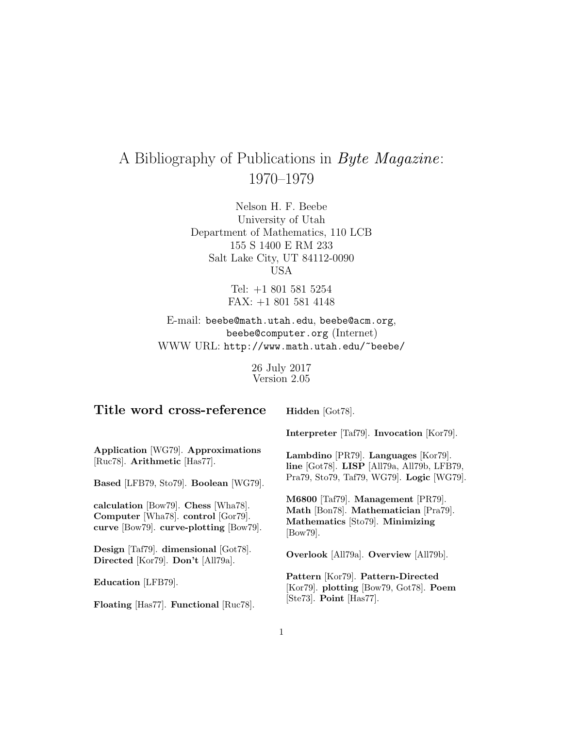# A Bibliography of Publications in *Byte Magazine*: 1970–1979

Nelson H. F. Beebe
University of Utah
Department of Mathematics, 110 LCB
155 S 1400 E RM 233
Salt Lake City, UT 84112-0090
USA

Tel: +1 801 581 5254
FAX: +1 801 581 4148

E-mail: `beebe@math.utah.edu`, `beebe@acm.org`, `beebe@computer.org` (Internet)
WWW URL: `http://www.math.utah.edu/~beebe/`

26 July 2017
Version 2.05

## Title word cross-reference

**Application** [WG79]. **Approximations** [Ruc78]. **Arithmetic** [Has77].

**Based** [LFB79, Sto79]. **Boolean** [WG79].

**calculation** [Bow79]. **Chess** [Wha78]. **Computer** [Wha78]. **control** [Gor79]. **curve** [Bow79]. **curve-plotting** [Bow79].

**Design** [Taf79]. **dimensional** [Got78]. **Directed** [Kor79]. **Don't** [All79a].

**Education** [LFB79].

**Floating** [Has77]. **Functional** [Ruc78].

**Hidden** [Got78].

**Interpreter** [Taf79]. **Invocation** [Kor79].

**Lambdino** [PR79]. **Languages** [Kor79]. **line** [Got78]. **LISP** [All79a, All79b, LFB79, Pra79, Sto79, Taf79, WG79]. **Logic** [WG79].

**M6800** [Taf79]. **Management** [PR79]. **Math** [Bon78]. **Mathematician** [Pra79]. **Mathematics** [Sto79]. **Minimizing** [Bow79].

**Overlook** [All79a]. **Overview** [All79b].

**Pattern** [Kor79]. **Pattern-Directed** [Kor79]. **plotting** [Bow79, Got78]. **Poem** [Ste73]. **Point** [Has77].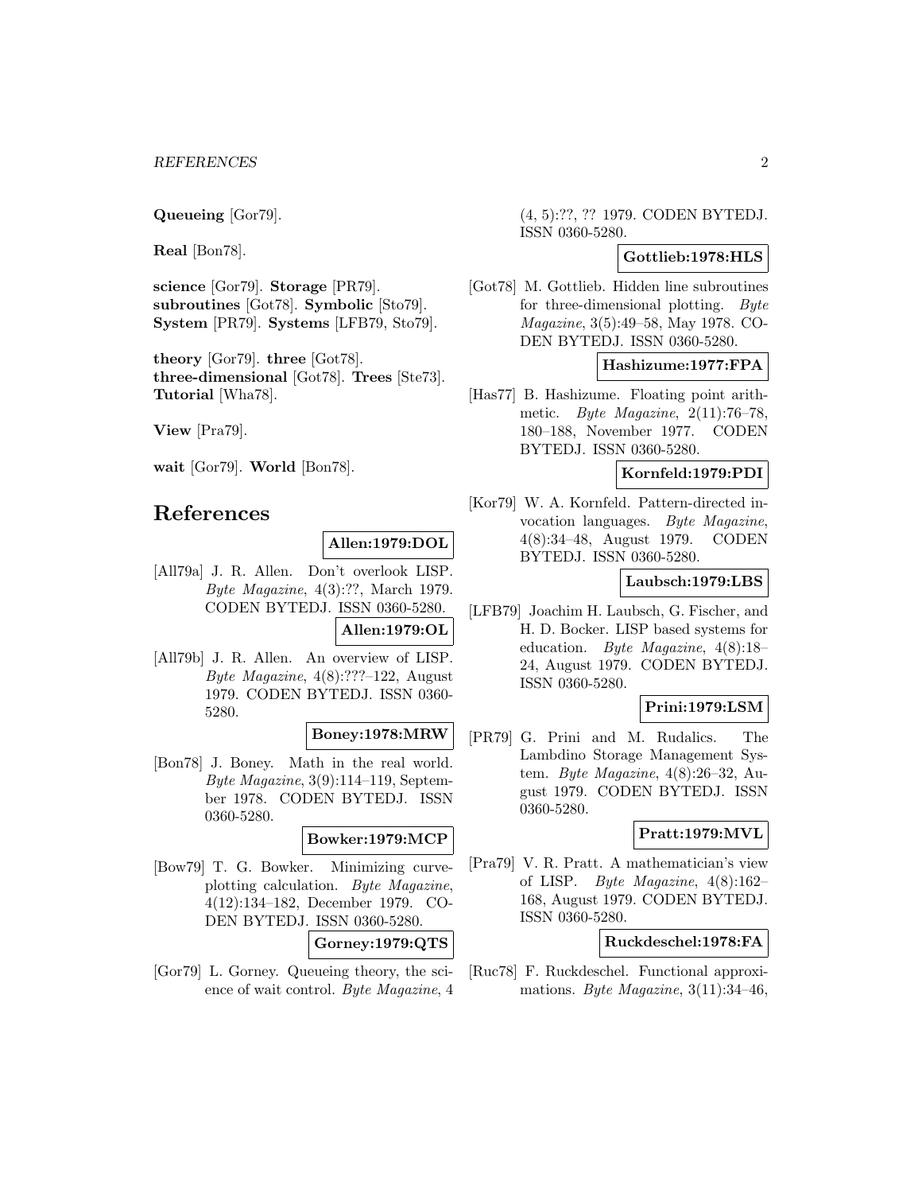**Queueing** [Gor79].

**Real** [Bon78].

**science** [Gor79]. **Storage** [PR79]. **subroutines** [Got78]. **Symbolic** [Sto79]. **System** [PR79]. **Systems** [LFB79, Sto79].

**theory** [Gor79]. **three** [Got78]. **three-dimensional** [Got78]. **Trees** [Ste73]. **Tutorial** [Wha78].

**View** [Pra79].

**wait** [Gor79]. **World** [Bon78].

# References

**Allen:1979:DOL**

[All79a] J. R. Allen. Don't overlook LISP. *Byte Magazine*, 4(3):??, March 1979. CODEN BYTEDJ. ISSN 0360-5280.

**Allen:1979:OL**

[All79b] J. R. Allen. An overview of LISP. *Byte Magazine*, 4(8):???–122, August 1979. CODEN BYTEDJ. ISSN 0360-5280.

**Boney:1978:MRW**

[Bon78] J. Boney. Math in the real world. *Byte Magazine*, 3(9):114–119, September 1978. CODEN BYTEDJ. ISSN 0360-5280.

**Bowker:1979:MCP**

[Bow79] T. G. Bowker. Minimizing curve-plotting calculation. *Byte Magazine*, 4(12):134–182, December 1979. CODEN BYTEDJ. ISSN 0360-5280.

**Gorney:1979:QTS**

[Gor79] L. Gorney. Queueing theory, the science of wait control. *Byte Magazine*, 4 (4, 5):??, ?? 1979. CODEN BYTEDJ. ISSN 0360-5280.

**Gottlieb:1978:HLS**

[Got78] M. Gottlieb. Hidden line subroutines for three-dimensional plotting. *Byte Magazine*, 3(5):49–58, May 1978. CODEN BYTEDJ. ISSN 0360-5280.

**Hashizume:1977:FPA**

[Has77] B. Hashizume. Floating point arithmetic. *Byte Magazine*, 2(11):76–78, 180–188, November 1977. CODEN BYTEDJ. ISSN 0360-5280.

**Kornfeld:1979:PDI**

[Kor79] W. A. Kornfeld. Pattern-directed invocation languages. *Byte Magazine*, 4(8):34–48, August 1979. CODEN BYTEDJ. ISSN 0360-5280.

**Laubsch:1979:LBS**

[LFB79] Joachim H. Laubsch, G. Fischer, and H. D. Bocker. LISP based systems for education. *Byte Magazine*, 4(8):18–24, August 1979. CODEN BYTEDJ. ISSN 0360-5280.

**Prini:1979:LSM**

[PR79] G. Prini and M. Rudalics. The Lambdino Storage Management System. *Byte Magazine*, 4(8):26–32, August 1979. CODEN BYTEDJ. ISSN 0360-5280.

**Pratt:1979:MVL**

[Pra79] V. R. Pratt. A mathematician's view of LISP. *Byte Magazine*, 4(8):162–168, August 1979. CODEN BYTEDJ. ISSN 0360-5280.

**Ruckdeschel:1978:FA**

[Ruc78] F. Ruckdeschel. Functional approximations. *Byte Magazine*, 3(11):34–46,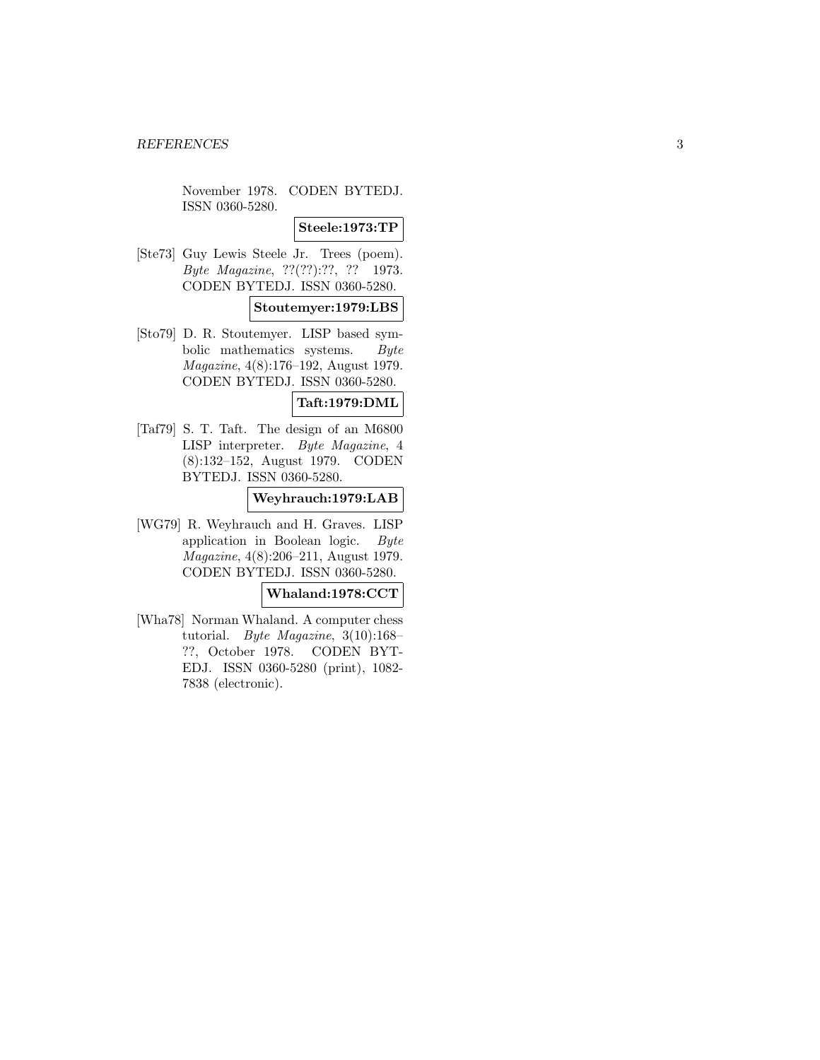November 1978. CODEN BYTEDJ. ISSN 0360-5280.

**Steele:1973:TP**

[Ste73] Guy Lewis Steele Jr. Trees (poem). *Byte Magazine*, ??(??):??, ?? 1973. CODEN BYTEDJ. ISSN 0360-5280.

**Stoutemyer:1979:LBS**

[Sto79] D. R. Stoutemyer. LISP based symbolic mathematics systems. *Byte Magazine*, 4(8):176–192, August 1979. CODEN BYTEDJ. ISSN 0360-5280.

**Taft:1979:DML**

[Taf79] S. T. Taft. The design of an M6800 LISP interpreter. *Byte Magazine*, 4 (8):132–152, August 1979. CODEN BYTEDJ. ISSN 0360-5280.

**Weyhrauch:1979:LAB**

[WG79] R. Weyhrauch and H. Graves. LISP application in Boolean logic. *Byte Magazine*, 4(8):206–211, August 1979. CODEN BYTEDJ. ISSN 0360-5280.

**Whaland:1978:CCT**

[Wha78] Norman Whaland. A computer chess tutorial. *Byte Magazine*, 3(10):168–??, October 1978. CODEN BYTEDJ. ISSN 0360-5280 (print), 1082-7838 (electronic).